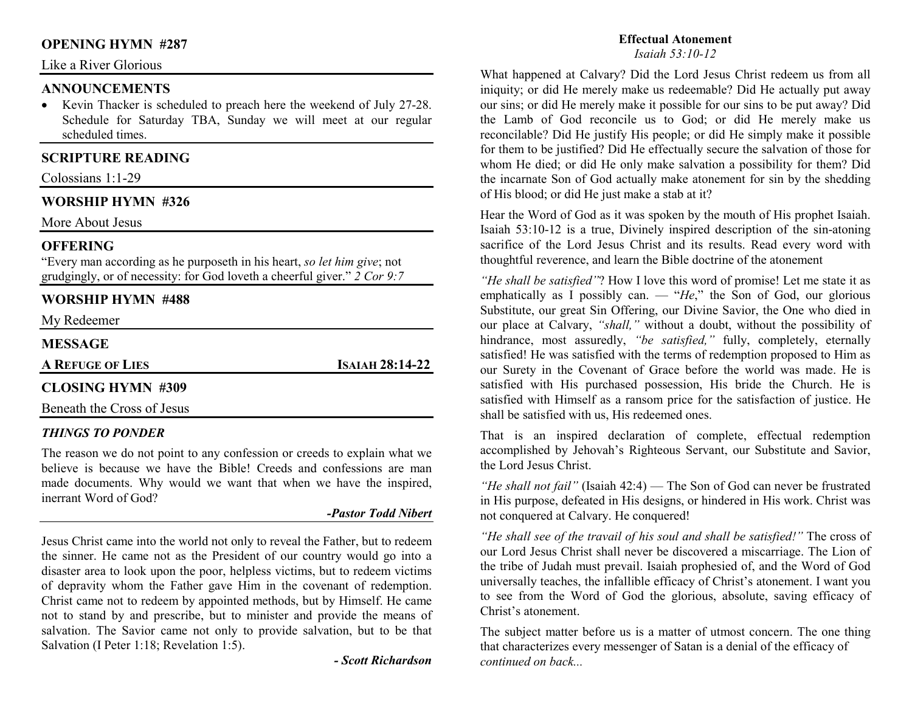## OPENING HYMN #287

Like a River Glorious

## ANNOUNCEMENTS

- Kevin Thacker is scheduled to preach here the weekend of July 27-28. Schedule for Saturday TBA, Sunday we will meet at our regular scheduled times.

## SCRIPTURE READING

Colossians 1:1-29

## WORSHIP HYMN #326

More About Jesus

## OFFERING

"Every man according as he purposeth in his heart, *so let him give*; not grudgingly, or of necessity: for God loveth a cheerful giver." *2 Cor 9:7*

## WORSHIP HYMN #488

My Redeemer

## MESSAGE

**A REFUGE OF LIES** — **ISAIAH 28:14-22**

## CLOSING HYMN #309

Beneath the Cross of Jesus

### *THINGS TO PONDER*

The reason we do not point to any confession or creeds to explain what we believe is because we have the Bible! Creeds and confessions are man made documents. Why would we want that when we have the inspired, inerrant Word of God?

***-Pastor Todd Nibert***

Jesus Christ came into the world not only to reveal the Father, but to redeem the sinner. He came not as the President of our country would go into a disaster area to look upon the poor, helpless victims, but to redeem victims of depravity whom the Father gave Him in the covenant of redemption. Christ came not to redeem by appointed methods, but by Himself. He came not to stand by and prescribe, but to minister and provide the means of salvation. The Savior came not only to provide salvation, but to be that Salvation (I Peter 1:18; Revelation 1:5).

***- Scott Richardson***

## Effectual Atonement

*Isaiah 53:10-12*

What happened at Calvary? Did the Lord Jesus Christ redeem us from all iniquity; or did He merely make us redeemable? Did He actually put away our sins; or did He merely make it possible for our sins to be put away? Did the Lamb of God reconcile us to God; or did He merely make us reconcilable? Did He justify His people; or did He simply make it possible for them to be justified? Did He effectually secure the salvation of those for whom He died; or did He only make salvation a possibility for them? Did the incarnate Son of God actually make atonement for sin by the shedding of His blood; or did He just make a stab at it?

Hear the Word of God as it was spoken by the mouth of His prophet Isaiah. Isaiah 53:10-12 is a true, Divinely inspired description of the sin-atoning sacrifice of the Lord Jesus Christ and its results. Read every word with thoughtful reverence, and learn the Bible doctrine of the atonement

*"He shall be satisfied"*? How I love this word of promise! Let me state it as emphatically as I possibly can. — "*He*," the Son of God, our glorious Substitute, our great Sin Offering, our Divine Savior, the One who died in our place at Calvary, *"shall,"* without a doubt, without the possibility of hindrance, most assuredly, *"be satisfied,"* fully, completely, eternally satisfied! He was satisfied with the terms of redemption proposed to Him as our Surety in the Covenant of Grace before the world was made. He is satisfied with His purchased possession, His bride the Church. He is satisfied with Himself as a ransom price for the satisfaction of justice. He shall be satisfied with us, His redeemed ones.

That is an inspired declaration of complete, effectual redemption accomplished by Jehovah's Righteous Servant, our Substitute and Savior, the Lord Jesus Christ.

*"He shall not fail"* (Isaiah 42:4) — The Son of God can never be frustrated in His purpose, defeated in His designs, or hindered in His work. Christ was not conquered at Calvary. He conquered!

*"He shall see of the travail of his soul and shall be satisfied!"* The cross of our Lord Jesus Christ shall never be discovered a miscarriage. The Lion of the tribe of Judah must prevail. Isaiah prophesied of, and the Word of God universally teaches, the infallible efficacy of Christ's atonement. I want you to see from the Word of God the glorious, absolute, saving efficacy of Christ's atonement.

The subject matter before us is a matter of utmost concern. The one thing that characterizes every messenger of Satan is a denial of the efficacy of

*continued on back...*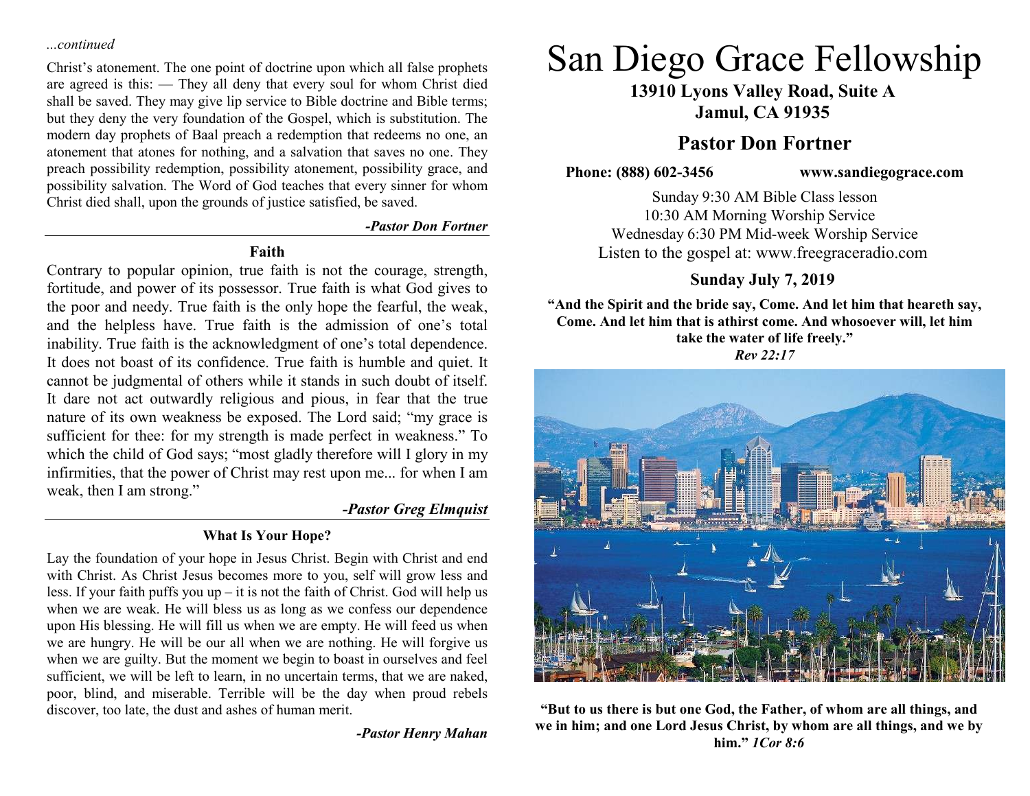*...continued*

Christ's atonement. The one point of doctrine upon which all false prophets are agreed is this: — They all deny that every soul for whom Christ died shall be saved. They may give lip service to Bible doctrine and Bible terms; but they deny the very foundation of the Gospel, which is substitution. The modern day prophets of Baal preach a redemption that redeems no one, an atonement that atones for nothing, and a salvation that saves no one. They preach possibility redemption, possibility atonement, possibility grace, and possibility salvation. The Word of God teaches that every sinner for whom Christ died shall, upon the grounds of justice satisfied, be saved.

***-Pastor Don Fortner***

---

### Faith

Contrary to popular opinion, true faith is not the courage, strength, fortitude, and power of its possessor. True faith is what God gives to the poor and needy. True faith is the only hope the fearful, the weak, and the helpless have. True faith is the admission of one's total inability. True faith is the acknowledgment of one's total dependence. It does not boast of its confidence. True faith is humble and quiet. It cannot be judgmental of others while it stands in such doubt of itself. It dare not act outwardly religious and pious, in fear that the true nature of its own weakness be exposed. The Lord said; "my grace is sufficient for thee: for my strength is made perfect in weakness." To which the child of God says; "most gladly therefore will I glory in my infirmities, that the power of Christ may rest upon me... for when I am weak, then I am strong."

***-Pastor Greg Elmquist***

---

### What Is Your Hope?

Lay the foundation of your hope in Jesus Christ. Begin with Christ and end with Christ. As Christ Jesus becomes more to you, self will grow less and less. If your faith puffs you up – it is not the faith of Christ. God will help us when we are weak. He will bless us as long as we confess our dependence upon His blessing. He will fill us when we are empty. He will feed us when we are hungry. He will be our all when we are nothing. He will forgive us when we are guilty. But the moment we begin to boast in ourselves and feel sufficient, we will be left to learn, in no uncertain terms, that we are naked, poor, blind, and miserable. Terrible will be the day when proud rebels discover, too late, the dust and ashes of human merit.

***-Pastor Henry Mahan***

# San Diego Grace Fellowship

**13910 Lyons Valley Road, Suite A**
**Jamul, CA 91935**

## Pastor Don Fortner

**Phone: (888) 602-3456** **www.sandiegograce.com**

Sunday 9:30 AM Bible Class lesson
10:30 AM Morning Worship Service
Wednesday 6:30 PM Mid-week Worship Service
Listen to the gospel at: www.freegraceradio.com

### Sunday July 7, 2019

**"And the Spirit and the bride say, Come. And let him that heareth say, Come. And let him that is athirst come. And whosoever will, let him take the water of life freely."**
***Rev 22:17***

**"But to us there is but one God, the Father, of whom are all things, and we in him; and one Lord Jesus Christ, by whom are all things, and we by him."** ***1Cor 8:6***